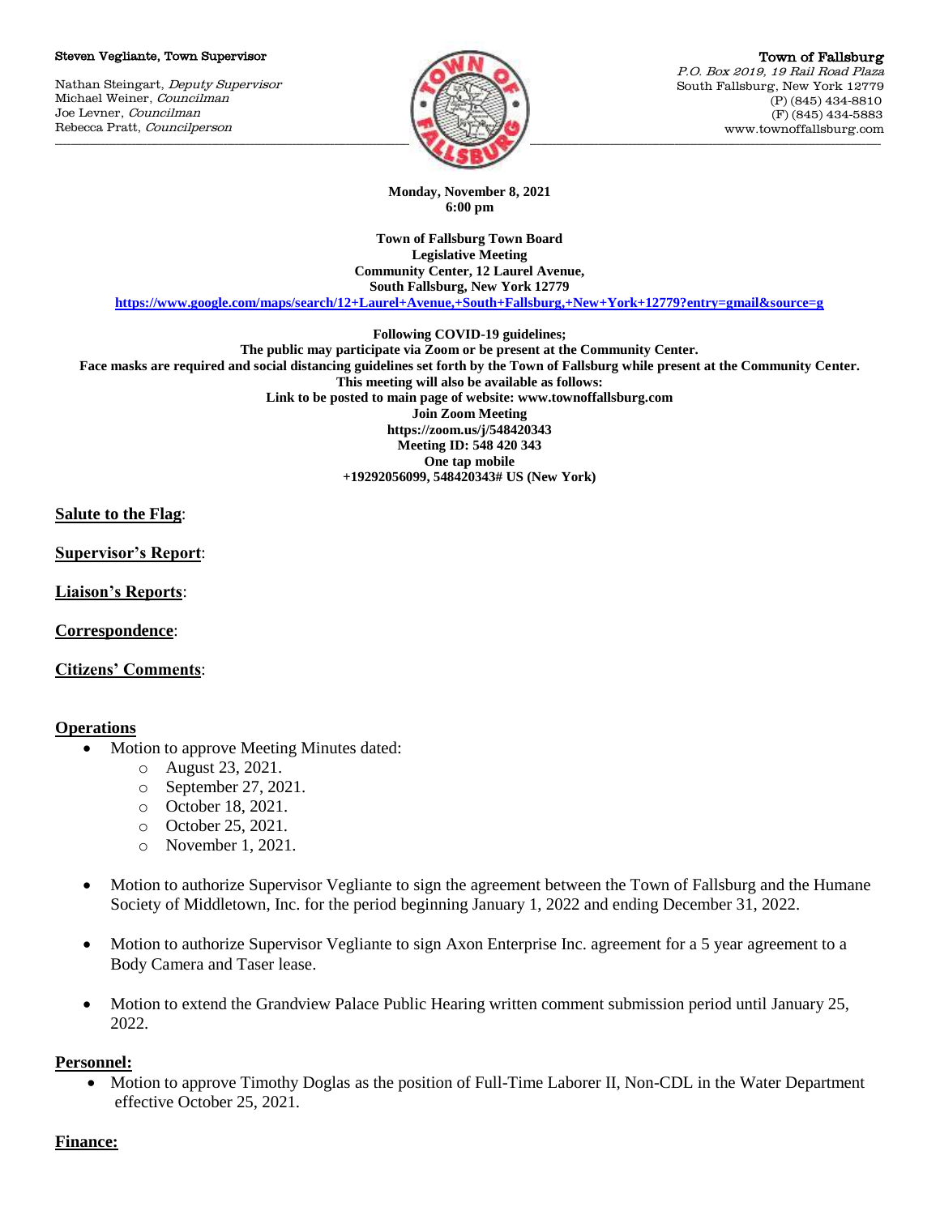Steven Vegliante, Town Supervisor

Nathan Steingart, *Deputy Supervisor*
Michael Weiner, *Councilman*
Joe Levner, *Councilman*
Rebecca Pratt, *Councilperson*

Town of Fallsburg
*P.O. Box 2019, 19 Rail Road Plaza*
South Fallsburg, New York 12779
(P) (845) 434-8810
(F) (845) 434-5883
www.townoffallsburg.com

**Monday, November 8, 2021**
**6:00 pm**

**Town of Fallsburg Town Board**
**Legislative Meeting**
**Community Center, 12 Laurel Avenue,**
**South Fallsburg, New York 12779**
**https://www.google.com/maps/search/12+Laurel+Avenue,+South+Fallsburg,+New+York+12779?entry=gmail&source=g**

**Following COVID-19 guidelines;**
**The public may participate via Zoom or be present at the Community Center.**
**Face masks are required and social distancing guidelines set forth by the Town of Fallsburg while present at the Community Center.**
**This meeting will also be available as follows:**
**Link to be posted to main page of website: www.townoffallsburg.com**
**Join Zoom Meeting**
**https://zoom.us/j/548420343**
**Meeting ID: 548 420 343**
**One tap mobile**
**+19292056099, 548420343# US (New York)**

**Salute to the Flag**:

**Supervisor's Report**:

**Liaison's Reports**:

**Correspondence**:

**Citizens' Comments**:

## Operations

- Motion to approve Meeting Minutes dated:
  - August 23, 2021.
  - September 27, 2021.
  - October 18, 2021.
  - October 25, 2021.
  - November 1, 2021.
- Motion to authorize Supervisor Vegliante to sign the agreement between the Town of Fallsburg and the Humane Society of Middletown, Inc. for the period beginning January 1, 2022 and ending December 31, 2022.
- Motion to authorize Supervisor Vegliante to sign Axon Enterprise Inc. agreement for a 5 year agreement to a Body Camera and Taser lease.
- Motion to extend the Grandview Palace Public Hearing written comment submission period until January 25, 2022.

## Personnel:

- Motion to approve Timothy Doglas as the position of Full-Time Laborer II, Non-CDL in the Water Department effective October 25, 2021.

## Finance: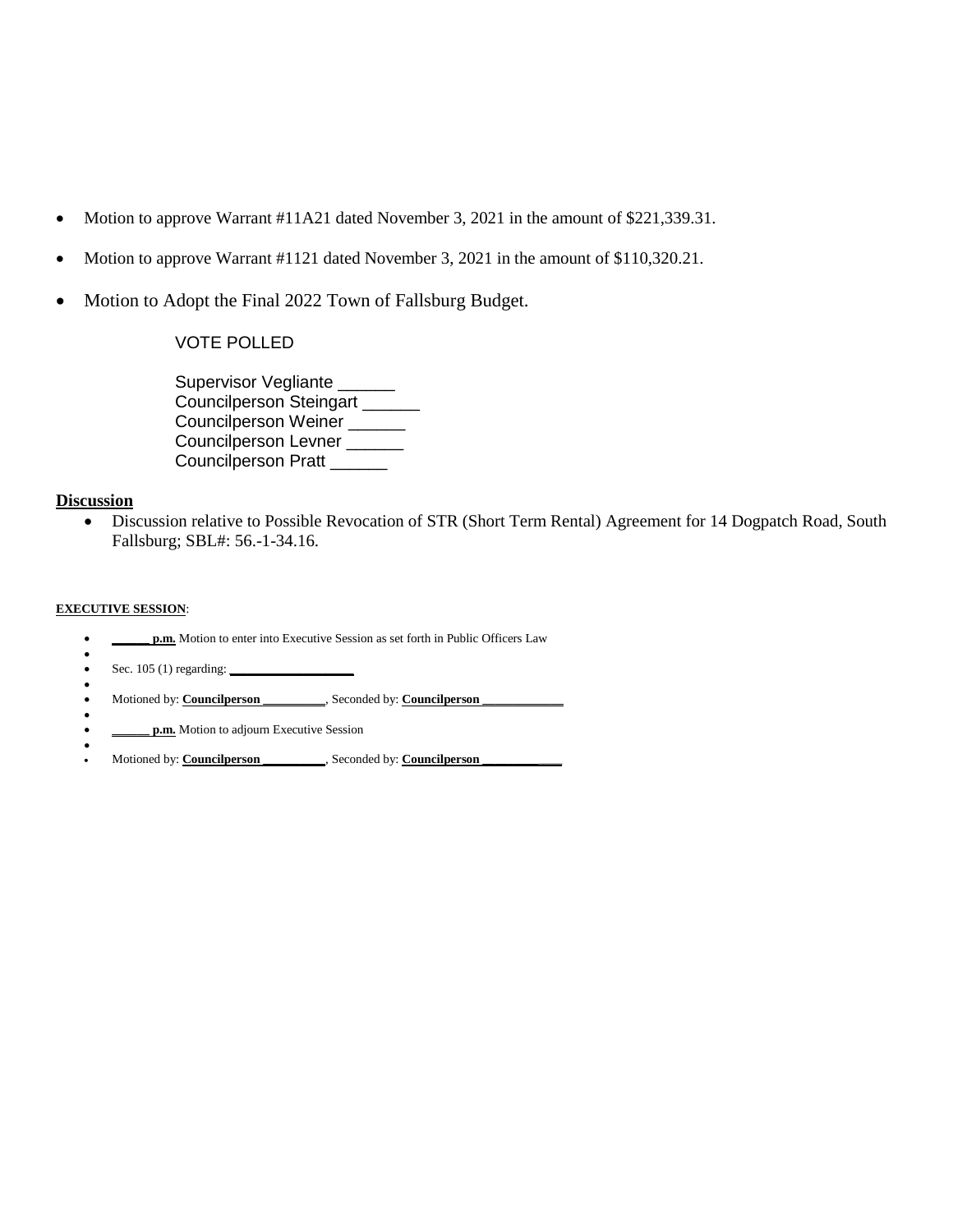- Motion to approve Warrant #11A21 dated November 3, 2021 in the amount of $221,339.31.
- Motion to approve Warrant #1121 dated November 3, 2021 in the amount of $110,320.21.
- Motion to Adopt the Final 2022 Town of Fallsburg Budget.

  VOTE POLLED

  Supervisor Vegliante ______
  Councilperson Steingart ______
  Councilperson Weiner ______
  Councilperson Levner ______
  Councilperson Pratt ______

**Discussion**

- Discussion relative to Possible Revocation of STR (Short Term Rental) Agreement for 14 Dogpatch Road, South Fallsburg; SBL#: 56.-1-34.16.

**EXECUTIVE SESSION**:

- **______ p.m.** Motion to enter into Executive Session as set forth in Public Officers Law
- Sec. 105 (1) regarding: ___________________
- Motioned by: **Councilperson __________**, Seconded by: **Councilperson _____________**
- **______ p.m.** Motion to adjourn Executive Session
- Motioned by: **Councilperson __________**, Seconded by: **Councilperson _____________**